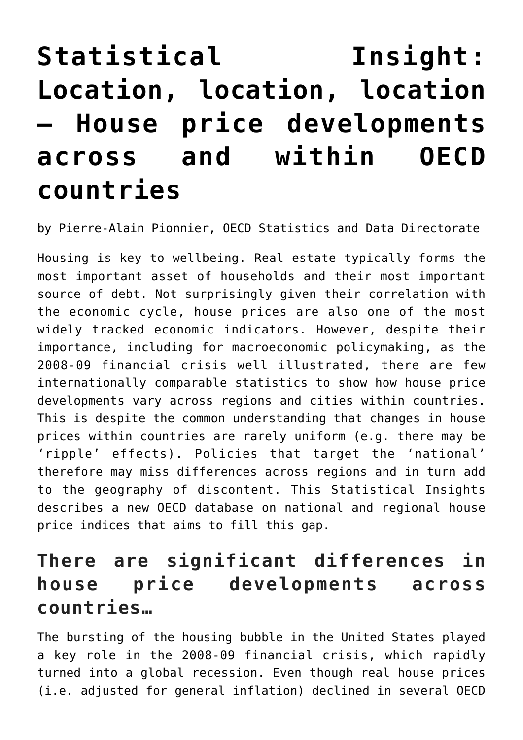# Statistical Insight: Location, location, location – House price developments across and within OECD countries

by Pierre-Alain Pionnier, OECD Statistics and Data Directorate

Housing is key to wellbeing. Real estate typically forms the most important asset of households and their most important source of debt. Not surprisingly given their correlation with the economic cycle, house prices are also one of the most widely tracked economic indicators. However, despite their importance, including for macroeconomic policymaking, as the 2008-09 financial crisis well illustrated, there are few internationally comparable statistics to show how house price developments vary across regions and cities within countries. This is despite the common understanding that changes in house prices within countries are rarely uniform (e.g. there may be 'ripple' effects). Policies that target the 'national' therefore may miss differences across regions and in turn add to the geography of discontent. This Statistical Insights describes a new OECD database on national and regional house price indices that aims to fill this gap.

## There are significant differences in house price developments across countries…

The bursting of the housing bubble in the United States played a key role in the 2008-09 financial crisis, which rapidly turned into a global recession. Even though real house prices (i.e. adjusted for general inflation) declined in several OECD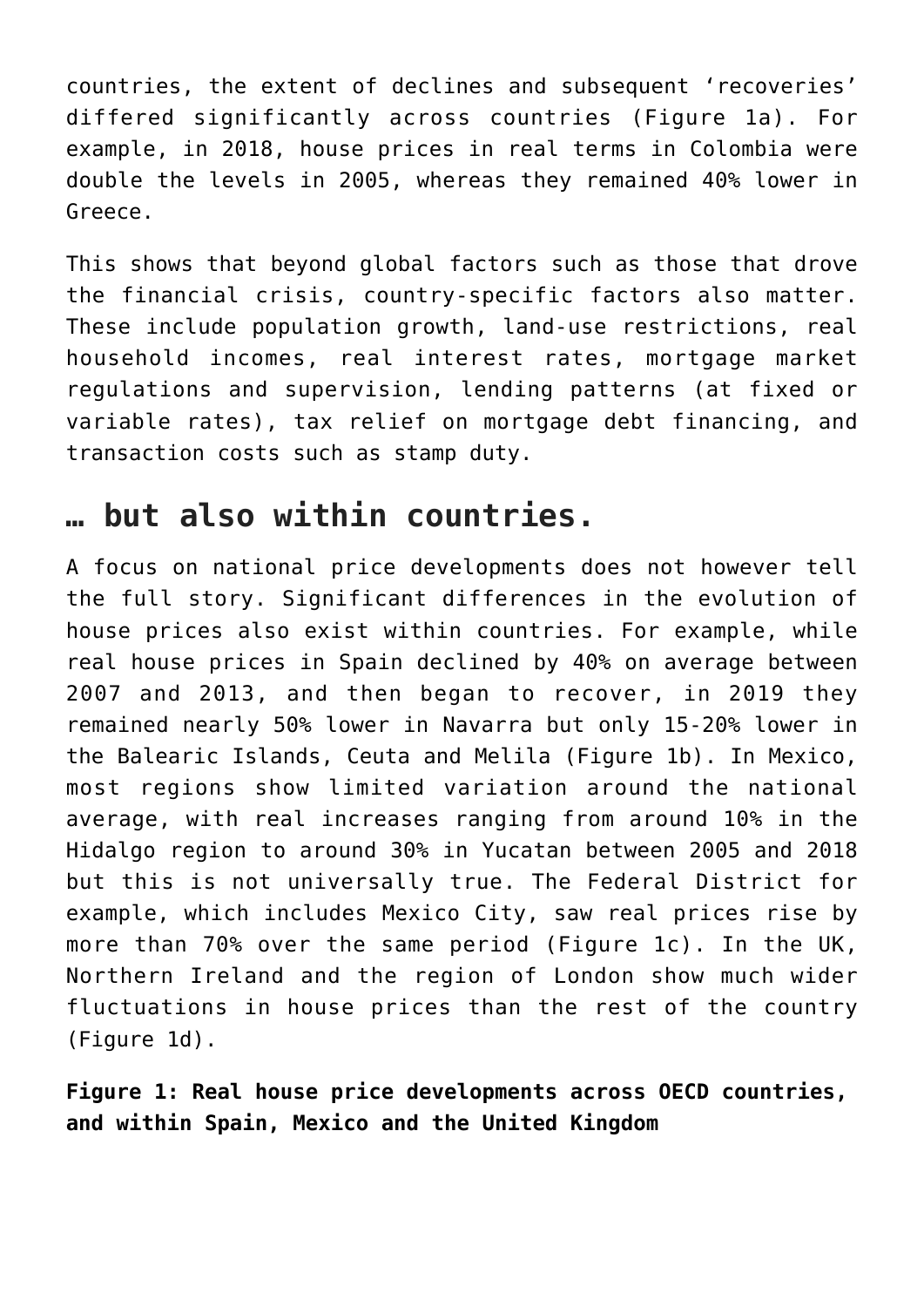countries, the extent of declines and subsequent 'recoveries' differed significantly across countries (Figure 1a). For example, in 2018, house prices in real terms in Colombia were double the levels in 2005, whereas they remained 40% lower in Greece.

This shows that beyond global factors such as those that drove the financial crisis, country-specific factors also matter. These include population growth, land-use restrictions, real household incomes, real interest rates, mortgage market regulations and supervision, lending patterns (at fixed or variable rates), tax relief on mortgage debt financing, and transaction costs such as stamp duty.

## … but also within countries.

A focus on national price developments does not however tell the full story. Significant differences in the evolution of house prices also exist within countries. For example, while real house prices in Spain declined by 40% on average between 2007 and 2013, and then began to recover, in 2019 they remained nearly 50% lower in Navarra but only 15-20% lower in the Balearic Islands, Ceuta and Melila (Figure 1b). In Mexico, most regions show limited variation around the national average, with real increases ranging from around 10% in the Hidalgo region to around 30% in Yucatan between 2005 and 2018 but this is not universally true. The Federal District for example, which includes Mexico City, saw real prices rise by more than 70% over the same period (Figure 1c). In the UK, Northern Ireland and the region of London show much wider fluctuations in house prices than the rest of the country (Figure 1d).

**Figure 1: Real house price developments across OECD countries, and within Spain, Mexico and the United Kingdom**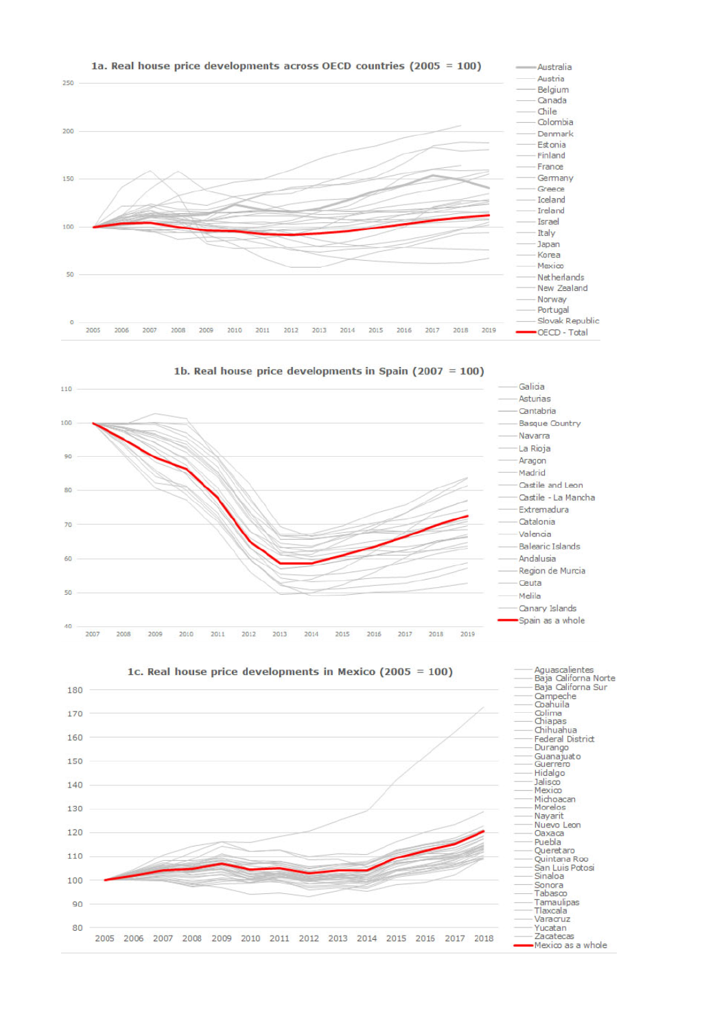**1a. Real house price developments across OECD countries (2005 = 100)**

Australia, Austria, Belgium, Canada, Chile, Colombia, Denmark, Estonia, Finland, France, Germany, Greece, Iceland, Ireland, Israel, Italy, Japan, Korea, Mexico, Netherlands, New Zealand, Norway, Portugal, Slovak Republic, OECD - Total

**1b. Real house price developments in Spain (2007 = 100)**

Galicia, Asturias, Cantabria, Basque Country, Navarra, La Rioja, Aragon, Madrid, Castile and Leon, Castile - La Mancha, Extremadura, Catalonia, Valencia, Balearic Islands, Andalusia, Region de Murcia, Ceuta, Melila, Canary Islands, Spain as a whole

**1c. Real house price developments in Mexico (2005 = 100)**

Aguascalientes, Baja California Norte, Baja California Sur, Campeche, Coahuila, Colima, Chiapas, Chihuahua, Federal District, Durango, Guanajuato, Guerrero, Hidalgo, Jalisco, Mexico, Michoacan, Morelos, Nayarit, Nuevo Leon, Oaxaca, Puebla, Queretaro, Quintana Roo, San Luis Potosi, Sinaloa, Sonora, Tabasco, Tamaulipas, Tlaxcala, Varacruz, Yucatan, Zacatecas, Mexico as a whole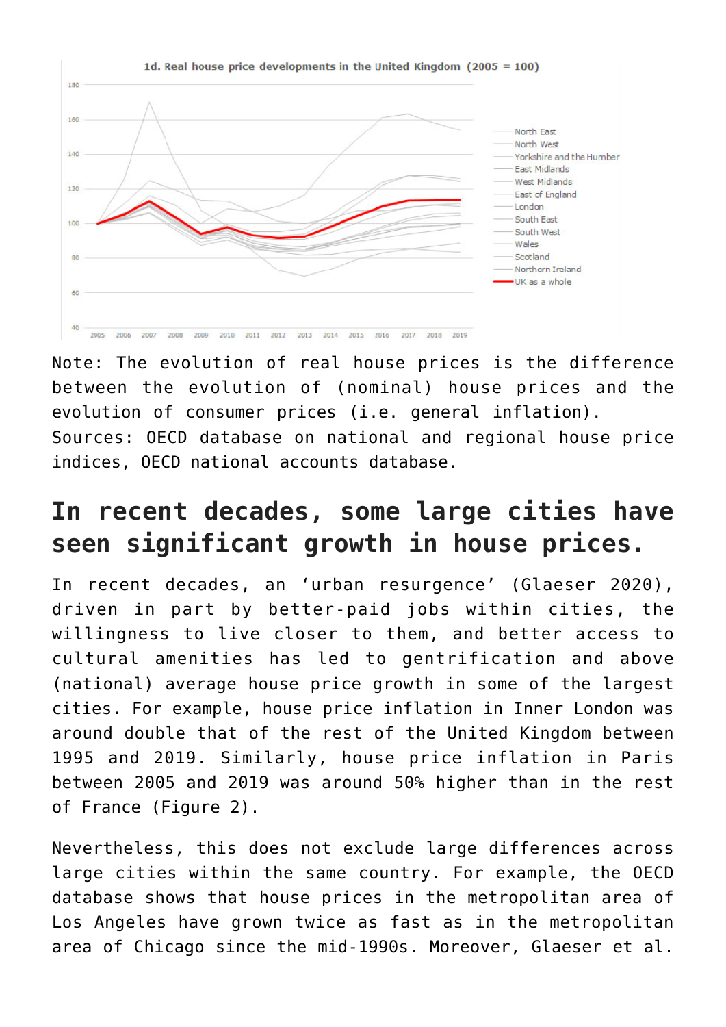1d. Real house price developments in the United Kingdom (2005 = 100)

Note: The evolution of real house prices is the difference between the evolution of (nominal) house prices and the evolution of consumer prices (i.e. general inflation).
Sources: OECD database on national and regional house price indices, OECD national accounts database.

## In recent decades, some large cities have seen significant growth in house prices.

In recent decades, an 'urban resurgence' (Glaeser 2020), driven in part by better-paid jobs within cities, the willingness to live closer to them, and better access to cultural amenities has led to gentrification and above (national) average house price growth in some of the largest cities. For example, house price inflation in Inner London was around double that of the rest of the United Kingdom between 1995 and 2019. Similarly, house price inflation in Paris between 2005 and 2019 was around 50% higher than in the rest of France (Figure 2).

Nevertheless, this does not exclude large differences across large cities within the same country. For example, the OECD database shows that house prices in the metropolitan area of Los Angeles have grown twice as fast as in the metropolitan area of Chicago since the mid-1990s. Moreover, Glaeser et al.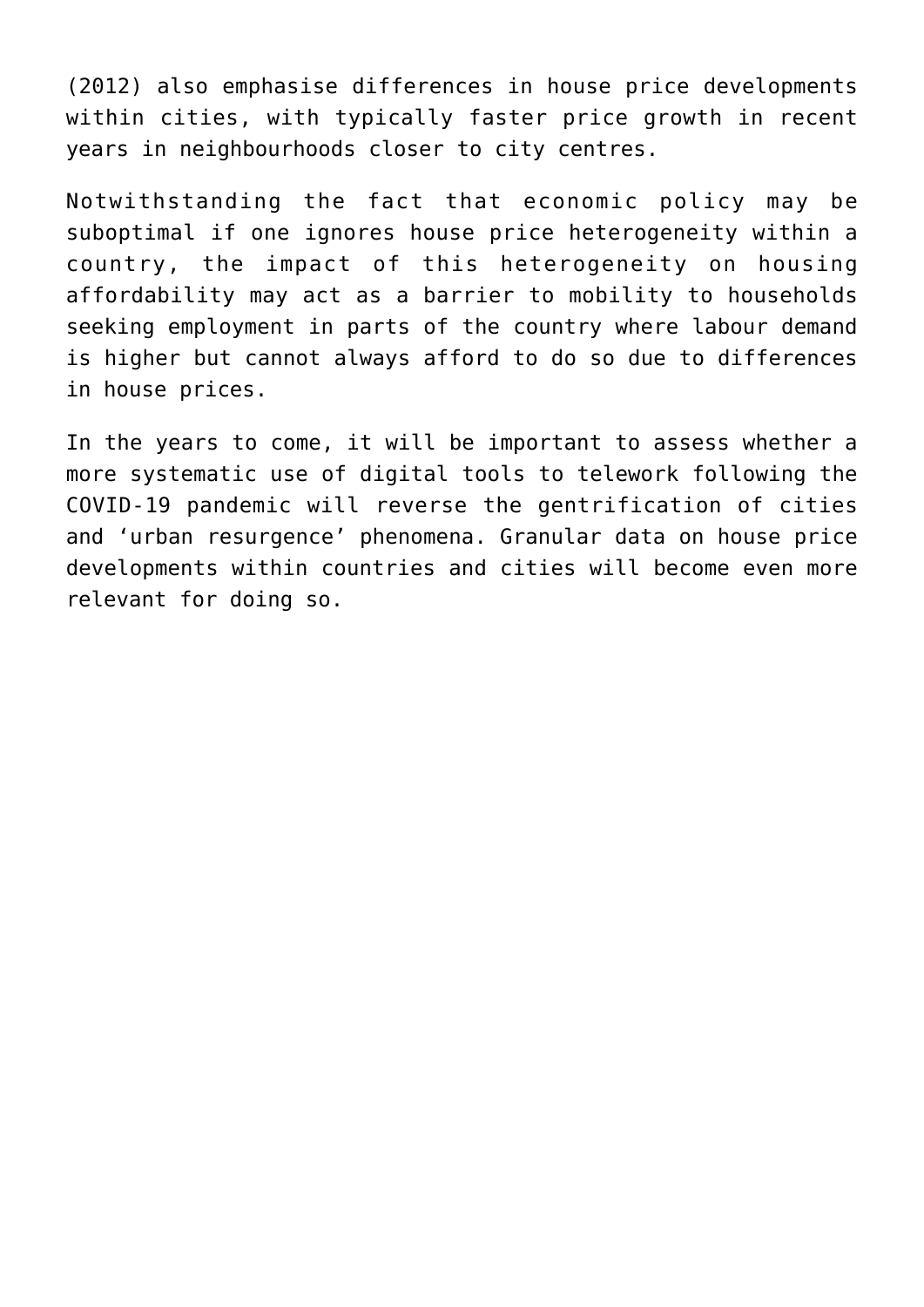(2012) also emphasise differences in house price developments within cities, with typically faster price growth in recent years in neighbourhoods closer to city centres.

Notwithstanding the fact that economic policy may be suboptimal if one ignores house price heterogeneity within a country, the impact of this heterogeneity on housing affordability may act as a barrier to mobility to households seeking employment in parts of the country where labour demand is higher but cannot always afford to do so due to differences in house prices.

In the years to come, it will be important to assess whether a more systematic use of digital tools to telework following the COVID-19 pandemic will reverse the gentrification of cities and 'urban resurgence' phenomena. Granular data on house price developments within countries and cities will become even more relevant for doing so.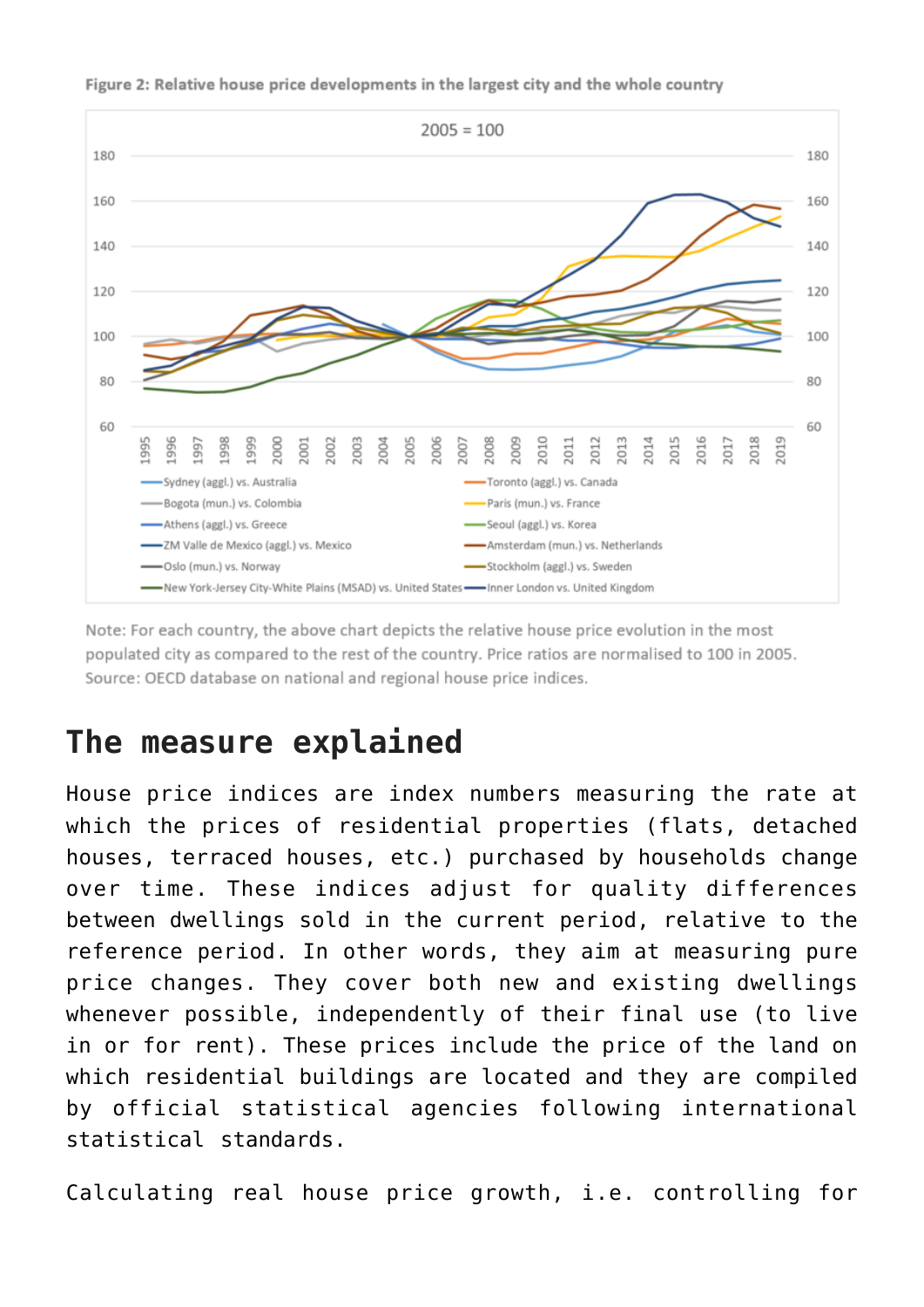**Figure 2: Relative house price developments in the largest city and the whole country**

Note: For each country, the above chart depicts the relative house price evolution in the most populated city as compared to the rest of the country. Price ratios are normalised to 100 in 2005. Source: OECD database on national and regional house price indices.

## The measure explained

House price indices are index numbers measuring the rate at which the prices of residential properties (flats, detached houses, terraced houses, etc.) purchased by households change over time. These indices adjust for quality differences between dwellings sold in the current period, relative to the reference period. In other words, they aim at measuring pure price changes. They cover both new and existing dwellings whenever possible, independently of their final use (to live in or for rent). These prices include the price of the land on which residential buildings are located and they are compiled by official statistical agencies following international statistical standards.

Calculating real house price growth, i.e. controlling for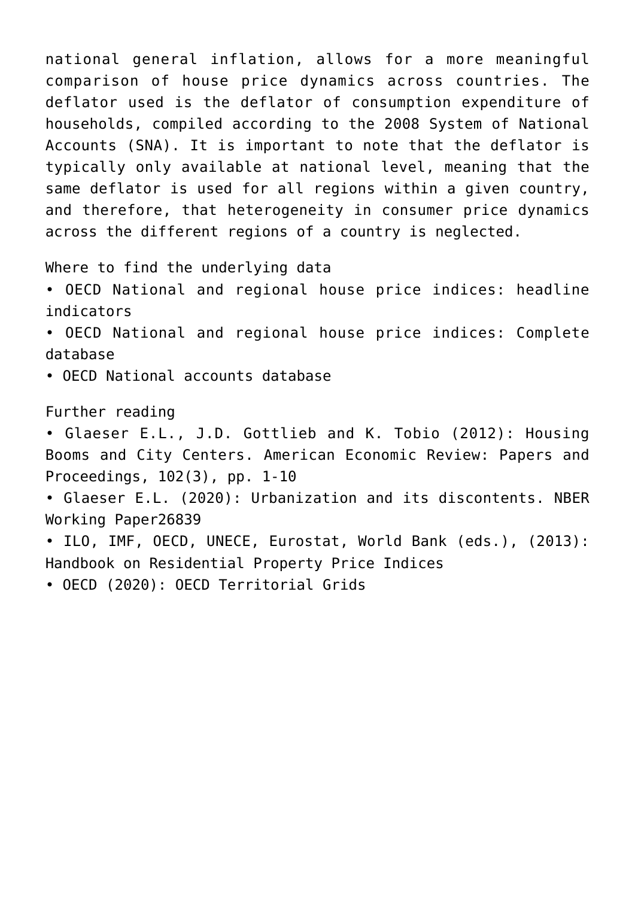national general inflation, allows for a more meaningful comparison of house price dynamics across countries. The deflator used is the deflator of consumption expenditure of households, compiled according to the 2008 System of National Accounts (SNA). It is important to note that the deflator is typically only available at national level, meaning that the same deflator is used for all regions within a given country, and therefore, that heterogeneity in consumer price dynamics across the different regions of a country is neglected.

Where to find the underlying data

- OECD National and regional house price indices: headline indicators
- OECD National and regional house price indices: Complete database
- OECD National accounts database

Further reading

- Glaeser E.L., J.D. Gottlieb and K. Tobio (2012): Housing Booms and City Centers. American Economic Review: Papers and Proceedings, 102(3), pp. 1-10
- Glaeser E.L. (2020): Urbanization and its discontents. NBER Working Paper26839
- ILO, IMF, OECD, UNECE, Eurostat, World Bank (eds.), (2013): Handbook on Residential Property Price Indices
- OECD (2020): OECD Territorial Grids